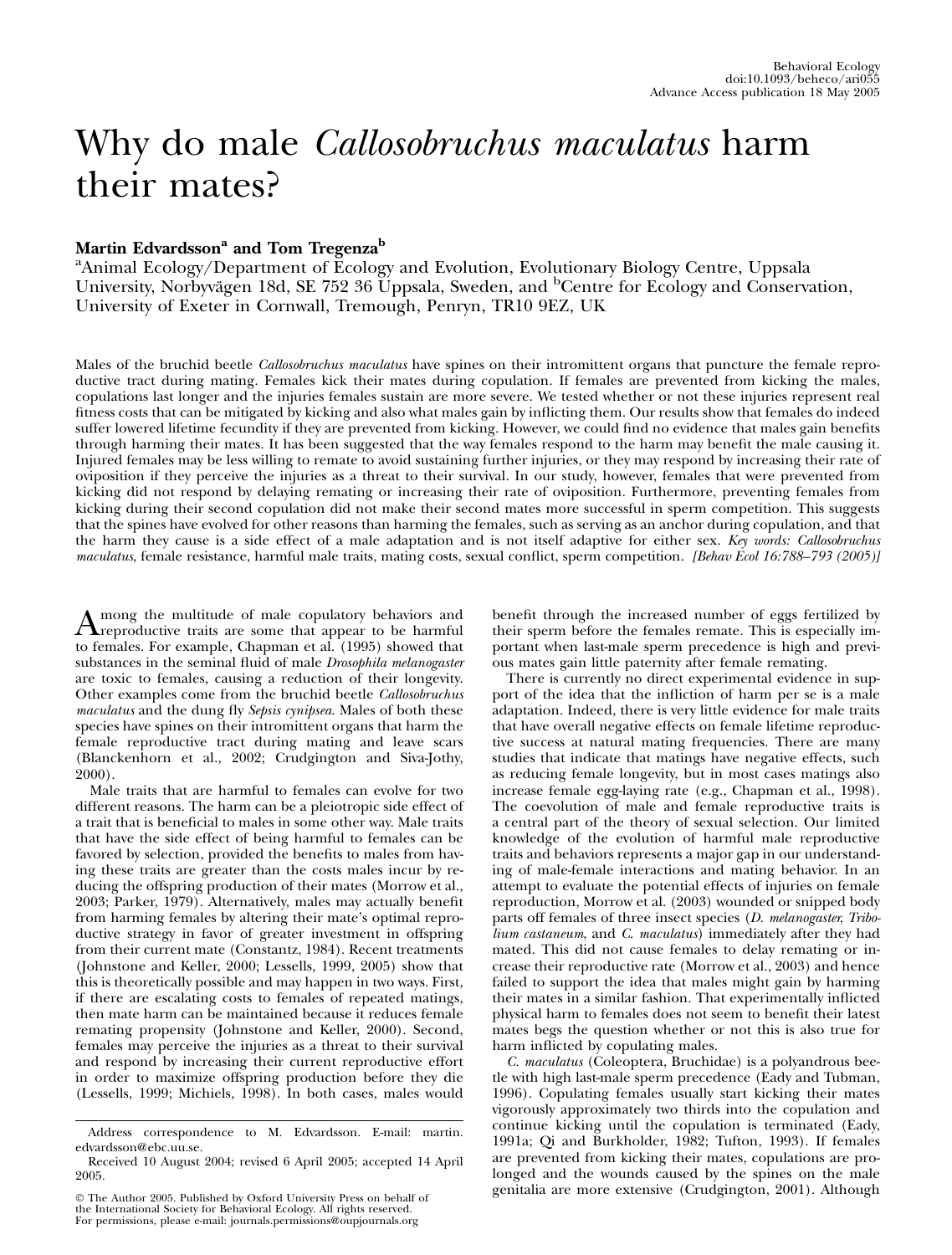# Why do male *Callosobruchus maculatus* harm their mates?

**Martin Edvardsson**[a] **and Tom Tregenza**[b]

[a]Animal Ecology/Department of Ecology and Evolution, Evolutionary Biology Centre, Uppsala University, Norbyvägen 18d, SE 752 36 Uppsala, Sweden, and [b]Centre for Ecology and Conservation, University of Exeter in Cornwall, Tremough, Penryn, TR10 9EZ, UK

Males of the bruchid beetle *Callosobruchus maculatus* have spines on their intromittent organs that puncture the female reproductive tract during mating. Females kick their mates during copulation. If females are prevented from kicking the males, copulations last longer and the injuries females sustain are more severe. We tested whether or not these injuries represent real fitness costs that can be mitigated by kicking and also what males gain by inflicting them. Our results show that females do indeed suffer lowered lifetime fecundity if they are prevented from kicking. However, we could find no evidence that males gain benefits through harming their mates. It has been suggested that the way females respond to the harm may benefit the male causing it. Injured females may be less willing to remate to avoid sustaining further injuries, or they may respond by increasing their rate of oviposition if they perceive the injuries as a threat to their survival. In our study, however, females that were prevented from kicking did not respond by delaying remating or increasing their rate of oviposition. Furthermore, preventing females from kicking during their second copulation did not make their second mates more successful in sperm competition. This suggests that the spines have evolved for other reasons than harming the females, such as serving as an anchor during copulation, and that the harm they cause is a side effect of a male adaptation and is not itself adaptive for either sex. *Key words: Callosobruchus maculatus*, female resistance, harmful male traits, mating costs, sexual conflict, sperm competition. *[Behav Ecol 16:788–793 (2005)]*

Among the multitude of male copulatory behaviors and reproductive traits are some that appear to be harmful to females. For example, Chapman et al. (1995) showed that substances in the seminal fluid of male *Drosophila melanogaster* are toxic to females, causing a reduction of their longevity. Other examples come from the bruchid beetle *Callosobruchus maculatus* and the dung fly *Sepsis cynipsea*. Males of both these species have spines on their intromittent organs that harm the female reproductive tract during mating and leave scars (Blanckenhorn et al., 2002; Crudgington and Siva-Jothy, 2000).

Male traits that are harmful to females can evolve for two different reasons. The harm can be a pleiotropic side effect of a trait that is beneficial to males in some other way. Male traits that have the side effect of being harmful to females can be favored by selection, provided the benefits to males from having these traits are greater than the costs males incur by reducing the offspring production of their mates (Morrow et al., 2003; Parker, 1979). Alternatively, males may actually benefit from harming females by altering their mate's optimal reproductive strategy in favor of greater investment in offspring from their current mate (Constantz, 1984). Recent treatments (Johnstone and Keller, 2000; Lessells, 1999, 2005) show that this is theoretically possible and may happen in two ways. First, if there are escalating costs to females of repeated matings, then mate harm can be maintained because it reduces female remating propensity (Johnstone and Keller, 2000). Second, females may perceive the injuries as a threat to their survival and respond by increasing their current reproductive effort in order to maximize offspring production before they die (Lessells, 1999; Michiels, 1998). In both cases, males would benefit through the increased number of eggs fertilized by their sperm before the females remate. This is especially important when last-male sperm precedence is high and previous mates gain little paternity after female remating.

There is currently no direct experimental evidence in support of the idea that the infliction of harm per se is a male adaptation. Indeed, there is very little evidence for male traits that have overall negative effects on female lifetime reproductive success at natural mating frequencies. There are many studies that indicate that matings have negative effects, such as reducing female longevity, but in most cases matings also increase female egg-laying rate (e.g., Chapman et al., 1998). The coevolution of male and female reproductive traits is a central part of the theory of sexual selection. Our limited knowledge of the evolution of harmful male reproductive traits and behaviors represents a major gap in our understanding of male-female interactions and mating behavior. In an attempt to evaluate the potential effects of injuries on female reproduction, Morrow et al. (2003) wounded or snipped body parts off females of three insect species (*D. melanogaster*, *Tribolium castaneum*, and *C. maculatus*) immediately after they had mated. This did not cause females to delay remating or increase their reproductive rate (Morrow et al., 2003) and hence failed to support the idea that males might gain by harming their mates in a similar fashion. That experimentally inflicted physical harm to females does not seem to benefit their latest mates begs the question whether or not this is also true for harm inflicted by copulating males.

*C. maculatus* (Coleoptera, Bruchidae) is a polyandrous beetle with high last-male sperm precedence (Eady and Tubman, 1996). Copulating females usually start kicking their mates vigorously approximately two thirds into the copulation and continue kicking until the copulation is terminated (Eady, 1991a; Qi and Burkholder, 1982; Tufton, 1993). If females are prevented from kicking their mates, copulations are prolonged and the wounds caused by the spines on the male genitalia are more extensive (Crudgington, 2001). Although

Address correspondence to M. Edvardsson. E-mail: martin.edvardsson@ebc.uu.se.

Received 10 August 2004; revised 6 April 2005; accepted 14 April 2005.

© The Author 2005. Published by Oxford University Press on behalf of the International Society for Behavioral Ecology. All rights reserved. For permissions, please e-mail: journals.permissions@oupjournals.org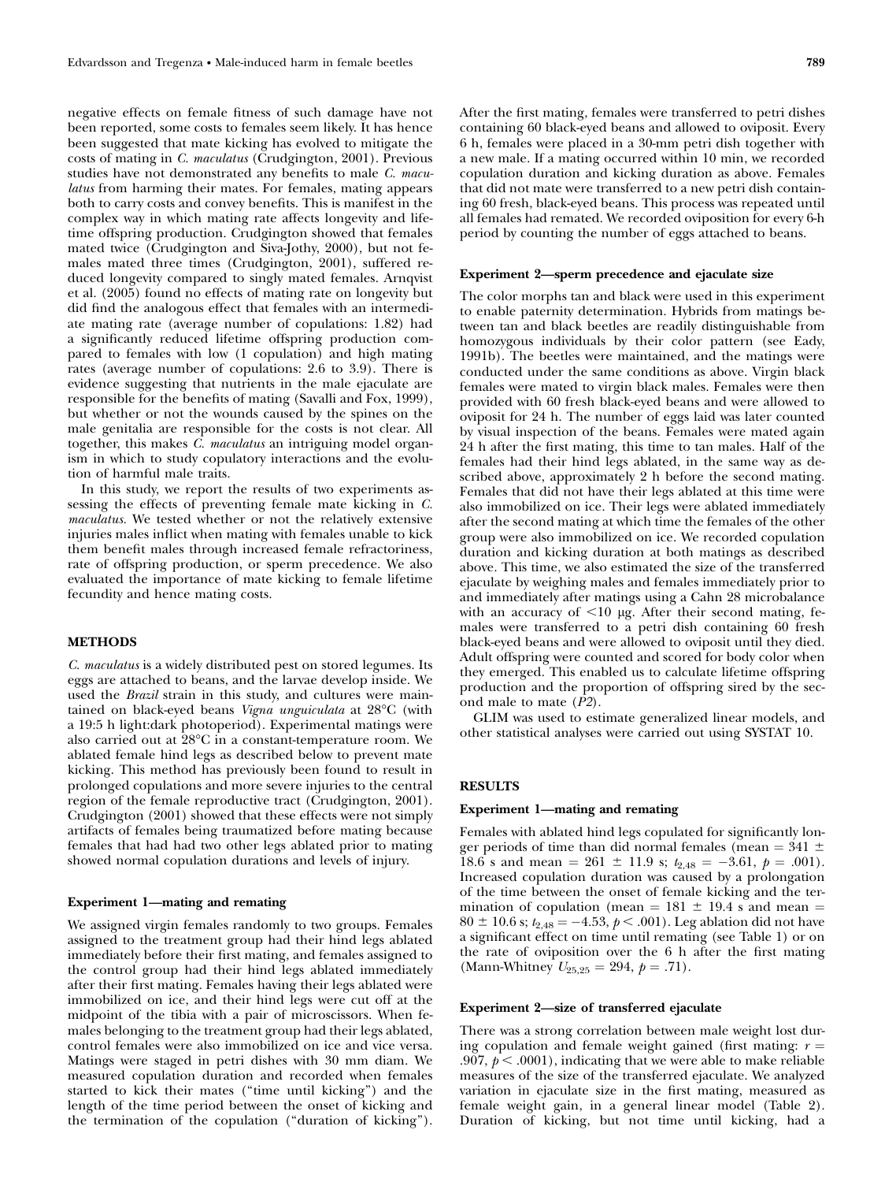negative effects on female fitness of such damage have not been reported, some costs to females seem likely. It has hence been suggested that mate kicking has evolved to mitigate the costs of mating in *C. maculatus* (Crudgington, 2001). Previous studies have not demonstrated any benefits to male *C. maculatus* from harming their mates. For females, mating appears both to carry costs and convey benefits. This is manifest in the complex way in which mating rate affects longevity and lifetime offspring production. Crudgington showed that females mated twice (Crudgington and Siva-Jothy, 2000), but not females mated three times (Crudgington, 2001), suffered reduced longevity compared to singly mated females. Arnqvist et al. (2005) found no effects of mating rate on longevity but did find the analogous effect that females with an intermediate mating rate (average number of copulations: 1.82) had a significantly reduced lifetime offspring production compared to females with low (1 copulation) and high mating rates (average number of copulations: 2.6 to 3.9). There is evidence suggesting that nutrients in the male ejaculate are responsible for the benefits of mating (Savalli and Fox, 1999), but whether or not the wounds caused by the spines on the male genitalia are responsible for the costs is not clear. All together, this makes *C. maculatus* an intriguing model organism in which to study copulatory interactions and the evolution of harmful male traits.

In this study, we report the results of two experiments assessing the effects of preventing female mate kicking in *C. maculatus*. We tested whether or not the relatively extensive injuries males inflict when mating with females unable to kick them benefit males through increased female refractoriness, rate of offspring production, or sperm precedence. We also evaluated the importance of mate kicking to female lifetime fecundity and hence mating costs.

## METHODS

*C. maculatus* is a widely distributed pest on stored legumes. Its eggs are attached to beans, and the larvae develop inside. We used the *Brazil* strain in this study, and cultures were maintained on black-eyed beans *Vigna unguiculata* at 28°C (with a 19:5 h light:dark photoperiod). Experimental matings were also carried out at 28°C in a constant-temperature room. We ablated female hind legs as described below to prevent mate kicking. This method has previously been found to result in prolonged copulations and more severe injuries to the central region of the female reproductive tract (Crudgington, 2001). Crudgington (2001) showed that these effects were not simply artifacts of females being traumatized before mating because females that had had two other legs ablated prior to mating showed normal copulation durations and levels of injury.

### Experiment 1—mating and remating

We assigned virgin females randomly to two groups. Females assigned to the treatment group had their hind legs ablated immediately before their first mating, and females assigned to the control group had their hind legs ablated immediately after their first mating. Females having their legs ablated were immobilized on ice, and their hind legs were cut off at the midpoint of the tibia with a pair of microscissors. When females belonging to the treatment group had their legs ablated, control females were also immobilized on ice and vice versa. Matings were staged in petri dishes with 30 mm diam. We measured copulation duration and recorded when females started to kick their mates ("time until kicking") and the length of the time period between the onset of kicking and the termination of the copulation ("duration of kicking"). After the first mating, females were transferred to petri dishes containing 60 black-eyed beans and allowed to oviposit. Every 6 h, females were placed in a 30-mm petri dish together with a new male. If a mating occurred within 10 min, we recorded copulation duration and kicking duration as above. Females that did not mate were transferred to a new petri dish containing 60 fresh, black-eyed beans. This process was repeated until all females had remated. We recorded oviposition for every 6-h period by counting the number of eggs attached to beans.

### Experiment 2—sperm precedence and ejaculate size

The color morphs tan and black were used in this experiment to enable paternity determination. Hybrids from matings between tan and black beetles are readily distinguishable from homozygous individuals by their color pattern (see Eady, 1991b). The beetles were maintained, and the matings were conducted under the same conditions as above. Virgin black females were mated to virgin black males. Females were then provided with 60 fresh black-eyed beans and were allowed to oviposit for 24 h. The number of eggs laid was later counted by visual inspection of the beans. Females were mated again 24 h after the first mating, this time to tan males. Half of the females had their hind legs ablated, in the same way as described above, approximately 2 h before the second mating. Females that did not have their legs ablated at this time were also immobilized on ice. Their legs were ablated immediately after the second mating at which time the females of the other group were also immobilized on ice. We recorded copulation duration and kicking duration at both matings as described above. This time, we also estimated the size of the transferred ejaculate by weighing males and females immediately prior to and immediately after matings using a Cahn 28 microbalance with an accuracy of <10 μg. After their second mating, females were transferred to a petri dish containing 60 fresh black-eyed beans and were allowed to oviposit until they died. Adult offspring were counted and scored for body color when they emerged. This enabled us to calculate lifetime offspring production and the proportion of offspring sired by the second male to mate ($P2$).

GLIM was used to estimate generalized linear models, and other statistical analyses were carried out using SYSTAT 10.

## RESULTS

### Experiment 1—mating and remating

Females with ablated hind legs copulated for significantly longer periods of time than did normal females (mean = 341 ± 18.6 s and mean = 261 ± 11.9 s; $t_{2,48} = -3.61$, $p = .001$). Increased copulation duration was caused by a prolongation of the time between the onset of female kicking and the termination of copulation (mean = 181 ± 19.4 s and mean = 80 ± 10.6 s; $t_{2,48} = -4.53$, $p < .001$). Leg ablation did not have a significant effect on time until remating (see Table 1) or on the rate of oviposition over the 6 h after the first mating (Mann-Whitney $U_{25,25} = 294$, $p = .71$).

### Experiment 2—size of transferred ejaculate

There was a strong correlation between male weight lost during copulation and female weight gained (first mating: $r = .907$, $p < .0001$), indicating that we were able to make reliable measures of the size of the transferred ejaculate. We analyzed variation in ejaculate size in the first mating, measured as female weight gain, in a general linear model (Table 2). Duration of kicking, but not time until kicking, had a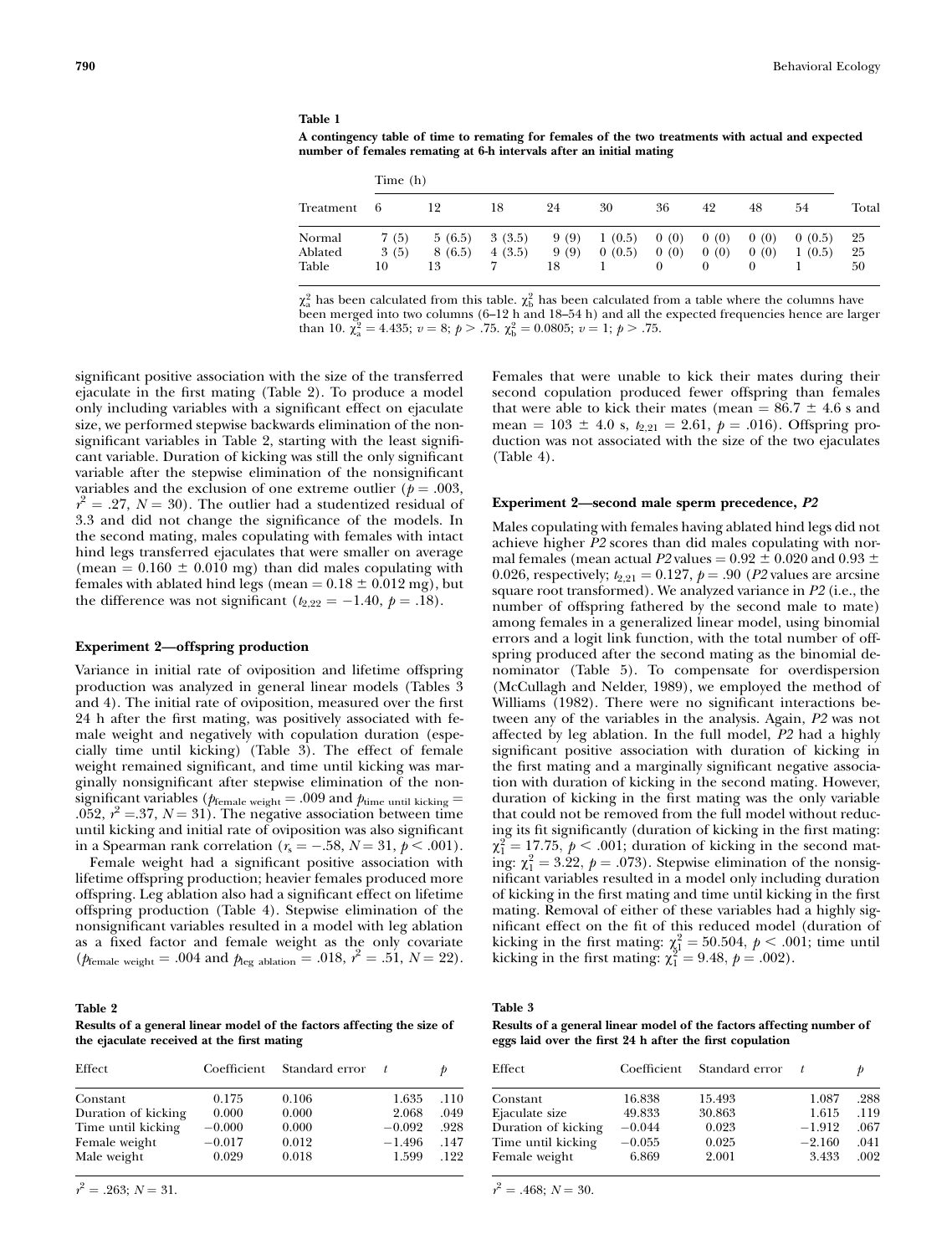**Table 1**

**A contingency table of time to remating for females of the two treatments with actual and expected number of females remating at 6-h intervals after an initial mating**

| | Time (h) | | | | | | | | | |
|---|---|---|---|---|---|---|---|---|---|---|
| Treatment | 6 | 12 | 18 | 24 | 30 | 36 | 42 | 48 | 54 | Total |
| Normal | 7 (5) | 5 (6.5) | 3 (3.5) | 9 (9) | 1 (0.5) | 0 (0) | 0 (0) | 0 (0) | 0 (0.5) | 25 |
| Ablated | 3 (5) | 8 (6.5) | 4 (3.5) | 9 (9) | 0 (0.5) | 0 (0) | 0 (0) | 0 (0) | 1 (0.5) | 25 |
| Table | 10 | 13 | 7 | 18 | 1 | 0 | 0 | 0 | 1 | 50 |

$\chi^2_a$ has been calculated from this table. $\chi^2_b$ has been calculated from a table where the columns have been merged into two columns (6–12 h and 18–54 h) and all the expected frequencies hence are larger than 10. $\chi^2_a = 4.435$; $v = 8$; $p > .75$. $\chi^2_b = 0.0805$; $v = 1$; $p > .75$.

significant positive association with the size of the transferred ejaculate in the first mating (Table 2). To produce a model only including variables with a significant effect on ejaculate size, we performed stepwise backwards elimination of the nonsignificant variables in Table 2, starting with the least significant variable. Duration of kicking was still the only significant variable after the stepwise elimination of the nonsignificant variables and the exclusion of one extreme outlier ($p = .003$, $r^2 = .27$, $N = 30$). The outlier had a studentized residual of 3.3 and did not change the significance of the models. In the second mating, males copulating with females with intact hind legs transferred ejaculates that were smaller on average (mean $= 0.160 \pm 0.010$ mg) than did males copulating with females with ablated hind legs (mean $= 0.18 \pm 0.012$ mg), but the difference was not significant ($t_{2,22} = -1.40$, $p = .18$).

### Experiment 2—offspring production

Variance in initial rate of oviposition and lifetime offspring production was analyzed in general linear models (Tables 3 and 4). The initial rate of oviposition, measured over the first 24 h after the first mating, was positively associated with female weight and negatively with copulation duration (especially time until kicking) (Table 3). The effect of female weight remained significant, and time until kicking was marginally nonsignificant after stepwise elimination of the nonsignificant variables ($p_{\text{female weight}} = .009$ and $p_{\text{time until kicking}} = .052$, $r^2 = .37$, $N = 31$). The negative association between time until kicking and initial rate of oviposition was also significant in a Spearman rank correlation ($r_s = -.58$, $N = 31$, $p < .001$).

Female weight had a significant positive association with lifetime offspring production; heavier females produced more offspring. Leg ablation also had a significant effect on lifetime offspring production (Table 4). Stepwise elimination of the nonsignificant variables resulted in a model with leg ablation as a fixed factor and female weight as the only covariate ($p_{\text{female weight}} = .004$ and $p_{\text{leg ablation}} = .018$, $r^2 = .51$, $N = 22$). Females that were unable to kick their mates during their second copulation produced fewer offspring than females that were able to kick their mates (mean $= 86.7 \pm 4.6$ s and mean $= 103 \pm 4.0$ s, $t_{2,21} = 2.61$, $p = .016$). Offspring production was not associated with the size of the two ejaculates (Table 4).

### Experiment 2—second male sperm precedence, *P2*

Males copulating with females having ablated hind legs did not achieve higher *P2* scores than did males copulating with normal females (mean actual *P2* values $= 0.92 \pm 0.020$ and $0.93 \pm 0.026$, respectively; $t_{2,21} = 0.127$, $p = .90$ (*P2* values are arcsine square root transformed). We analyzed variance in *P2* (i.e., the number of offspring fathered by the second male to mate) among females in a generalized linear model, using binomial errors and a logit link function, with the total number of offspring produced after the second mating as the binomial denominator (Table 5). To compensate for overdispersion (McCullagh and Nelder, 1989), we employed the method of Williams (1982). There were no significant interactions between any of the variables in the analysis. Again, *P2* was not affected by leg ablation. In the full model, *P2* had a highly significant positive association with duration of kicking in the first mating and a marginally significant negative association with duration of kicking in the second mating. However, duration of kicking in the first mating was the only variable that could not be removed from the full model without reducing its fit significantly (duration of kicking in the first mating: $\chi^2_1 = 17.75$, $p < .001$; duration of kicking in the second mating: $\chi^2_1 = 3.22$, $p = .073$). Stepwise elimination of the nonsignificant variables resulted in a model only including duration of kicking in the first mating and time until kicking in the first mating. Removal of either of these variables had a highly significant effect on the fit of this reduced model (duration of kicking in the first mating: $\chi^2_1 = 50.504$, $p < .001$; time until kicking in the first mating: $\chi^2_1 = 9.48$, $p = .002$).

**Table 2**

**Results of a general linear model of the factors affecting the size of the ejaculate received at the first mating**

| Effect | Coefficient | Standard error | $t$ | $p$ |
|---|---|---|---|---|
| Constant | 0.175 | 0.106 | 1.635 | .110 |
| Duration of kicking | 0.000 | 0.000 | 2.068 | .049 |
| Time until kicking | −0.000 | 0.000 | −0.092 | .928 |
| Female weight | −0.017 | 0.012 | −1.496 | .147 |
| Male weight | 0.029 | 0.018 | 1.599 | .122 |

$r^2 = .263$; $N = 31$.

**Table 3**

**Results of a general linear model of the factors affecting number of eggs laid over the first 24 h after the first copulation**

| Effect | Coefficient | Standard error | $t$ | $p$ |
|---|---|---|---|---|
| Constant | 16.838 | 15.493 | 1.087 | .288 |
| Ejaculate size | 49.833 | 30.863 | 1.615 | .119 |
| Duration of kicking | −0.044 | 0.023 | −1.912 | .067 |
| Time until kicking | −0.055 | 0.025 | −2.160 | .041 |
| Female weight | 6.869 | 2.001 | 3.433 | .002 |

$r^2 = .468$; $N = 30$.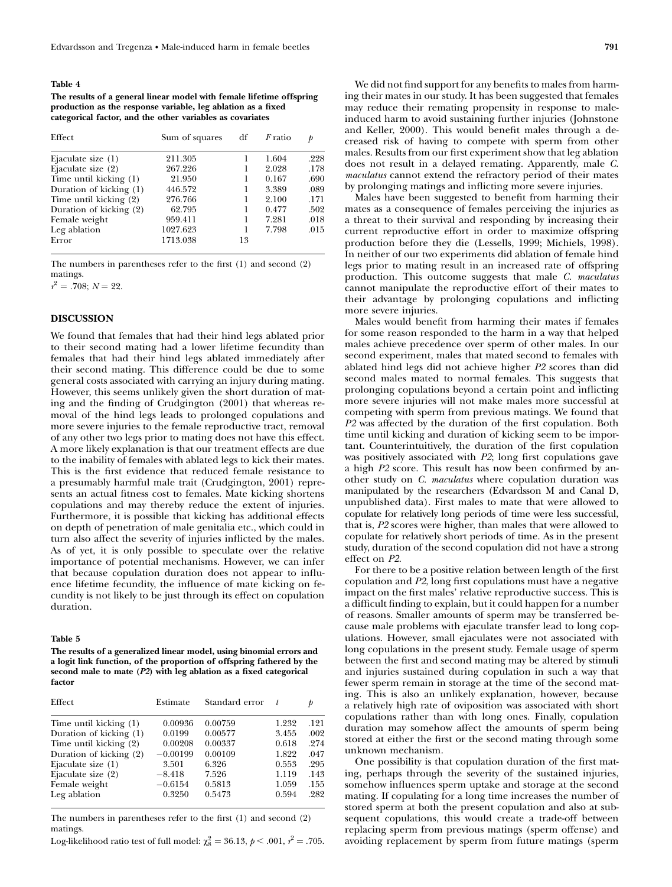**Table 4**

**The results of a general linear model with female lifetime offspring production as the response variable, leg ablation as a fixed categorical factor, and the other variables as covariates**

| Effect | Sum of squares | df | *F* ratio | *p* |
|---|---|---|---|---|
| Ejaculate size (1) | 211.305 | 1 | 1.604 | .228 |
| Ejaculate size (2) | 267.226 | 1 | 2.028 | .178 |
| Time until kicking (1) | 21.950 | 1 | 0.167 | .690 |
| Duration of kicking (1) | 446.572 | 1 | 3.389 | .089 |
| Time until kicking (2) | 276.766 | 1 | 2.100 | .171 |
| Duration of kicking (2) | 62.795 | 1 | 0.477 | .502 |
| Female weight | 959.411 | 1 | 7.281 | .018 |
| Leg ablation | 1027.623 | 1 | 7.798 | .015 |
| Error | 1713.038 | 13 | | |

The numbers in parentheses refer to the first (1) and second (2) matings.

$r^2 = .708$; $N = 22$.

## DISCUSSION

We found that females that had their hind legs ablated prior to their second mating had a lower lifetime fecundity than females that had their hind legs ablated immediately after their second mating. This difference could be due to some general costs associated with carrying an injury during mating. However, this seems unlikely given the short duration of mating and the finding of Crudgington (2001) that whereas removal of the hind legs leads to prolonged copulations and more severe injuries to the female reproductive tract, removal of any other two legs prior to mating does not have this effect. A more likely explanation is that our treatment effects are due to the inability of females with ablated legs to kick their mates. This is the first evidence that reduced female resistance to a presumably harmful male trait (Crudgington, 2001) represents an actual fitness cost to females. Mate kicking shortens copulations and may thereby reduce the extent of injuries. Furthermore, it is possible that kicking has additional effects on depth of penetration of male genitalia etc., which could in turn also affect the severity of injuries inflicted by the males. As of yet, it is only possible to speculate over the relative importance of potential mechanisms. However, we can infer that because copulation duration does not appear to influence lifetime fecundity, the influence of mate kicking on fecundity is not likely to be just through its effect on copulation duration.

**Table 5**

**The results of a generalized linear model, using binomial errors and a logit link function, of the proportion of offspring fathered by the second male to mate (*P2*) with leg ablation as a fixed categorical factor**

| Effect | Estimate | Standard error | *t* | *p* |
|---|---|---|---|---|
| Time until kicking (1) | 0.00936 | 0.00759 | 1.232 | .121 |
| Duration of kicking (1) | 0.0199 | 0.00577 | 3.455 | .002 |
| Time until kicking (2) | 0.00208 | 0.00337 | 0.618 | .274 |
| Duration of kicking (2) | −0.00199 | 0.00109 | 1.822 | .047 |
| Ejaculate size (1) | 3.501 | 6.326 | 0.553 | .295 |
| Ejaculate size (2) | −8.418 | 7.526 | 1.119 | .143 |
| Female weight | −0.6154 | 0.5813 | 1.059 | .155 |
| Leg ablation | 0.3250 | 0.5473 | 0.594 | .282 |

The numbers in parentheses refer to the first (1) and second (2) matings.

Log-likelihood ratio test of full model: $\chi^2_8 = 36.13$, $p < .001$, $r^2 = .705$.

We did not find support for any benefits to males from harming their mates in our study. It has been suggested that females may reduce their remating propensity in response to male-induced harm to avoid sustaining further injuries (Johnstone and Keller, 2000). This would benefit males through a decreased risk of having to compete with sperm from other males. Results from our first experiment show that leg ablation does not result in a delayed remating. Apparently, male *C. maculatus* cannot extend the refractory period of their mates by prolonging matings and inflicting more severe injuries.

Males have been suggested to benefit from harming their mates as a consequence of females perceiving the injuries as a threat to their survival and responding by increasing their current reproductive effort in order to maximize offspring production before they die (Lessells, 1999; Michiels, 1998). In neither of our two experiments did ablation of female hind legs prior to mating result in an increased rate of offspring production. This outcome suggests that male *C. maculatus* cannot manipulate the reproductive effort of their mates to their advantage by prolonging copulations and inflicting more severe injuries.

Males would benefit from harming their mates if females for some reason responded to the harm in a way that helped males achieve precedence over sperm of other males. In our second experiment, males that mated second to females with ablated hind legs did not achieve higher *P2* scores than did second males mated to normal females. This suggests that prolonging copulations beyond a certain point and inflicting more severe injuries will not make males more successful at competing with sperm from previous matings. We found that *P2* was affected by the duration of the first copulation. Both time until kicking and duration of kicking seem to be important. Counterintuitively, the duration of the first copulation was positively associated with *P2*; long first copulations gave a high *P2* score. This result has now been confirmed by another study on *C. maculatus* where copulation duration was manipulated by the researchers (Edvardsson M and Canal D, unpublished data). First males to mate that were allowed to copulate for relatively long periods of time were less successful, that is, *P2* scores were higher, than males that were allowed to copulate for relatively short periods of time. As in the present study, duration of the second copulation did not have a strong effect on *P2*.

For there to be a positive relation between length of the first copulation and *P2*, long first copulations must have a negative impact on the first males' relative reproductive success. This is a difficult finding to explain, but it could happen for a number of reasons. Smaller amounts of sperm may be transferred because male problems with ejaculate transfer lead to long copulations. However, small ejaculates were not associated with long copulations in the present study. Female usage of sperm between the first and second mating may be altered by stimuli and injuries sustained during copulation in such a way that fewer sperm remain in storage at the time of the second mating. This is also an unlikely explanation, however, because a relatively high rate of oviposition was associated with short copulations rather than with long ones. Finally, copulation duration may somehow affect the amounts of sperm being stored at either the first or the second mating through some unknown mechanism.

One possibility is that copulation duration of the first mating, perhaps through the severity of the sustained injuries, somehow influences sperm uptake and storage at the second mating. If copulating for a long time increases the number of stored sperm at both the present copulation and also at subsequent copulations, this would create a trade-off between replacing sperm from previous matings (sperm offense) and avoiding replacement by sperm from future matings (sperm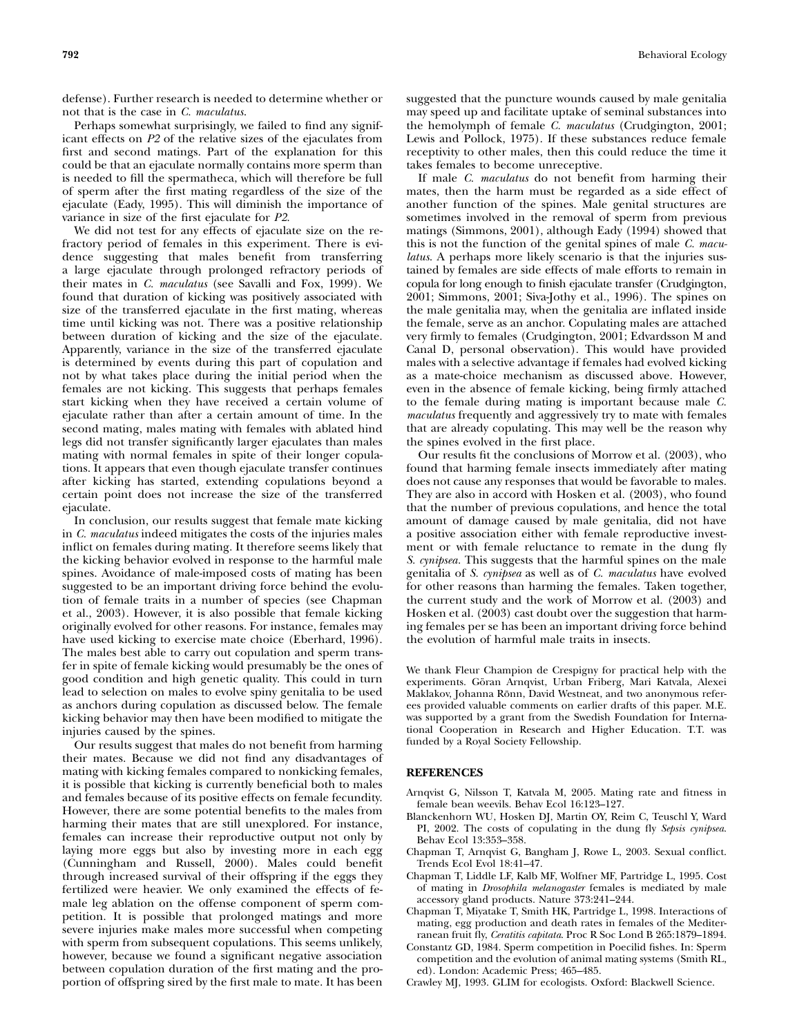defense). Further research is needed to determine whether or not that is the case in *C. maculatus*.

Perhaps somewhat surprisingly, we failed to find any significant effects on *P2* of the relative sizes of the ejaculates from first and second matings. Part of the explanation for this could be that an ejaculate normally contains more sperm than is needed to fill the spermatheca, which will therefore be full of sperm after the first mating regardless of the size of the ejaculate (Eady, 1995). This will diminish the importance of variance in size of the first ejaculate for *P2*.

We did not test for any effects of ejaculate size on the refractory period of females in this experiment. There is evidence suggesting that males benefit from transferring a large ejaculate through prolonged refractory periods of their mates in *C. maculatus* (see Savalli and Fox, 1999). We found that duration of kicking was positively associated with size of the transferred ejaculate in the first mating, whereas time until kicking was not. There was a positive relationship between duration of kicking and the size of the ejaculate. Apparently, variance in the size of the transferred ejaculate is determined by events during this part of copulation and not by what takes place during the initial period when the females are not kicking. This suggests that perhaps females start kicking when they have received a certain volume of ejaculate rather than after a certain amount of time. In the second mating, males mating with females with ablated hind legs did not transfer significantly larger ejaculates than males mating with normal females in spite of their longer copulations. It appears that even though ejaculate transfer continues after kicking has started, extending copulations beyond a certain point does not increase the size of the transferred ejaculate.

In conclusion, our results suggest that female mate kicking in *C. maculatus* indeed mitigates the costs of the injuries males inflict on females during mating. It therefore seems likely that the kicking behavior evolved in response to the harmful male spines. Avoidance of male-imposed costs of mating has been suggested to be an important driving force behind the evolution of female traits in a number of species (see Chapman et al., 2003). However, it is also possible that female kicking originally evolved for other reasons. For instance, females may have used kicking to exercise mate choice (Eberhard, 1996). The males best able to carry out copulation and sperm transfer in spite of female kicking would presumably be the ones of good condition and high genetic quality. This could in turn lead to selection on males to evolve spiny genitalia to be used as anchors during copulation as discussed below. The female kicking behavior may then have been modified to mitigate the injuries caused by the spines.

Our results suggest that males do not benefit from harming their mates. Because we did not find any disadvantages of mating with kicking females compared to nonkicking females, it is possible that kicking is currently beneficial both to males and females because of its positive effects on female fecundity. However, there are some potential benefits to the males from harming their mates that are still unexplored. For instance, females can increase their reproductive output not only by laying more eggs but also by investing more in each egg (Cunningham and Russell, 2000). Males could benefit through increased survival of their offspring if the eggs they fertilized were heavier. We only examined the effects of female leg ablation on the offense component of sperm competition. It is possible that prolonged matings and more severe injuries make males more successful when competing with sperm from subsequent copulations. This seems unlikely, however, because we found a significant negative association between copulation duration of the first mating and the proportion of offspring sired by the first male to mate. It has been suggested that the puncture wounds caused by male genitalia may speed up and facilitate uptake of seminal substances into the hemolymph of female *C. maculatus* (Crudgington, 2001; Lewis and Pollock, 1975). If these substances reduce female receptivity to other males, then this could reduce the time it takes females to become unreceptive.

If male *C. maculatus* do not benefit from harming their mates, then the harm must be regarded as a side effect of another function of the spines. Male genital structures are sometimes involved in the removal of sperm from previous matings (Simmons, 2001), although Eady (1994) showed that this is not the function of the genital spines of male *C. maculatus*. A perhaps more likely scenario is that the injuries sustained by females are side effects of male efforts to remain in copula for long enough to finish ejaculate transfer (Crudgington, 2001; Simmons, 2001; Siva-Jothy et al., 1996). The spines on the male genitalia may, when the genitalia are inflated inside the female, serve as an anchor. Copulating males are attached very firmly to females (Crudgington, 2001; Edvardsson M and Canal D, personal observation). This would have provided males with a selective advantage if females had evolved kicking as a mate-choice mechanism as discussed above. However, even in the absence of female kicking, being firmly attached to the female during mating is important because male *C. maculatus* frequently and aggressively try to mate with females that are already copulating. This may well be the reason why the spines evolved in the first place.

Our results fit the conclusions of Morrow et al. (2003), who found that harming female insects immediately after mating does not cause any responses that would be favorable to males. They are also in accord with Hosken et al. (2003), who found that the number of previous copulations, and hence the total amount of damage caused by male genitalia, did not have a positive association either with female reproductive investment or with female reluctance to remate in the dung fly *S. cynipsea*. This suggests that the harmful spines on the male genitalia of *S. cynipsea* as well as of *C. maculatus* have evolved for other reasons than harming the females. Taken together, the current study and the work of Morrow et al. (2003) and Hosken et al. (2003) cast doubt over the suggestion that harming females per se has been an important driving force behind the evolution of harmful male traits in insects.

We thank Fleur Champion de Crespigny for practical help with the experiments. Göran Arnqvist, Urban Friberg, Mari Katvala, Alexei Maklakov, Johanna Rönn, David Westneat, and two anonymous referees provided valuable comments on earlier drafts of this paper. M.E. was supported by a grant from the Swedish Foundation for International Cooperation in Research and Higher Education. T.T. was funded by a Royal Society Fellowship.

## REFERENCES

Arnqvist G, Nilsson T, Katvala M, 2005. Mating rate and fitness in female bean weevils. Behav Ecol 16:123–127.

Blanckenhorn WU, Hosken DJ, Martin OY, Reim C, Teuschl Y, Ward PI, 2002. The costs of copulating in the dung fly *Sepsis cynipsea*. Behav Ecol 13:353–358.

Chapman T, Arnqvist G, Bangham J, Rowe L, 2003. Sexual conflict. Trends Ecol Evol 18:41–47.

Chapman T, Liddle LF, Kalb MF, Wolfner MF, Partridge L, 1995. Cost of mating in *Drosophila melanogaster* females is mediated by male accessory gland products. Nature 373:241–244.

Chapman T, Miyatake T, Smith HK, Partridge L, 1998. Interactions of mating, egg production and death rates in females of the Mediterranean fruit fly, *Ceratitis capitata*. Proc R Soc Lond B 265:1879–1894.

Constantz GD, 1984. Sperm competition in Poecilid fishes. In: Sperm competition and the evolution of animal mating systems (Smith RL, ed). London: Academic Press; 465–485.

Crawley MJ, 1993. GLIM for ecologists. Oxford: Blackwell Science.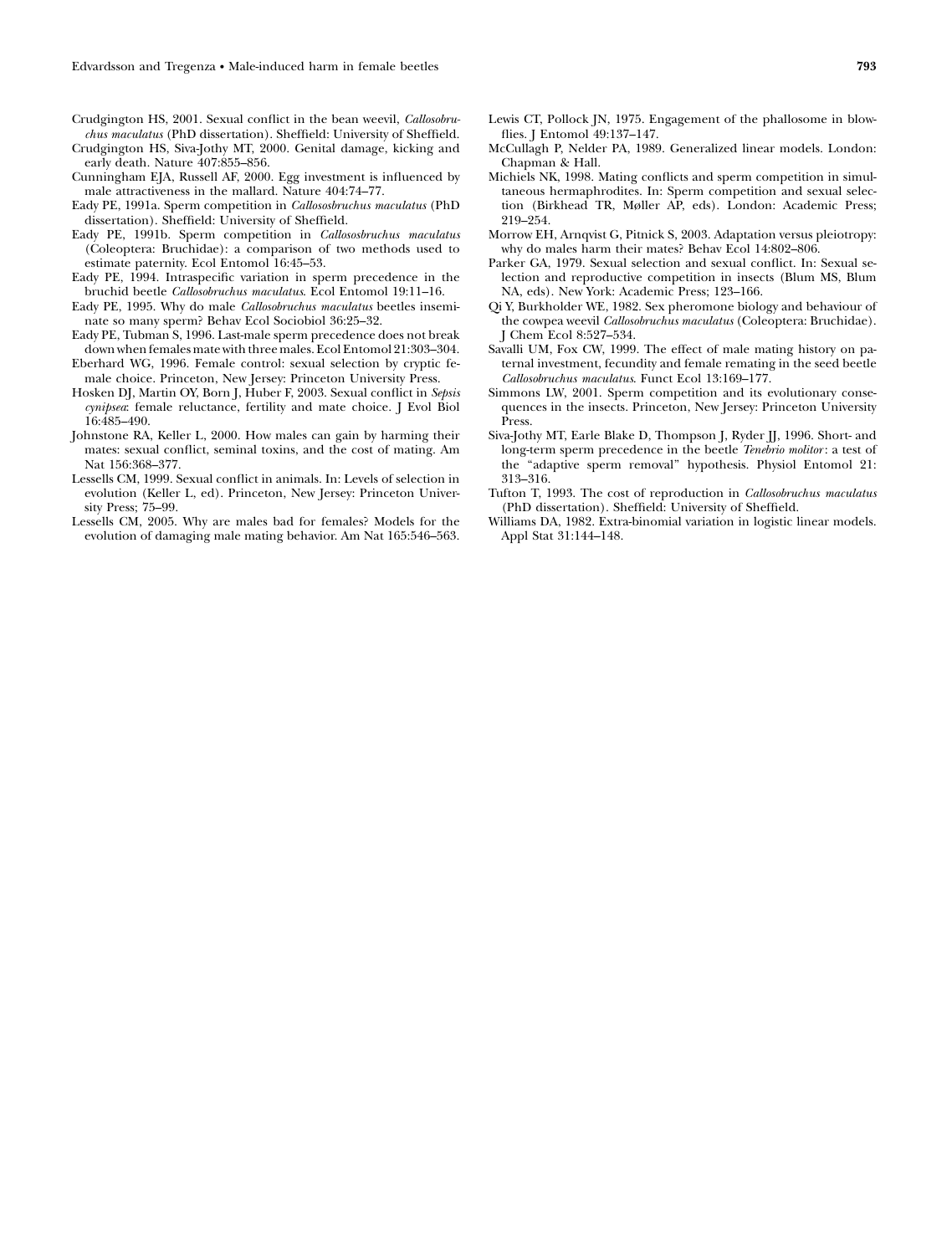Crudgington HS, 2001. Sexual conflict in the bean weevil, *Callosobruchus maculatus* (PhD dissertation). Sheffield: University of Sheffield.

Crudgington HS, Siva-Jothy MT, 2000. Genital damage, kicking and early death. Nature 407:855–856.

Cunningham EJA, Russell AF, 2000. Egg investment is influenced by male attractiveness in the mallard. Nature 404:74–77.

Eady PE, 1991a. Sperm competition in *Callososbruchus maculatus* (PhD dissertation). Sheffield: University of Sheffield.

Eady PE, 1991b. Sperm competition in *Callososbruchus maculatus* (Coleoptera: Bruchidae): a comparison of two methods used to estimate paternity. Ecol Entomol 16:45–53.

Eady PE, 1994. Intraspecific variation in sperm precedence in the bruchid beetle *Callosobruchus maculatus*. Ecol Entomol 19:11–16.

Eady PE, 1995. Why do male *Callosobruchus maculatus* beetles inseminate so many sperm? Behav Ecol Sociobiol 36:25–32.

Eady PE, Tubman S, 1996. Last-male sperm precedence does not break down when females mate with three males. Ecol Entomol 21:303–304.

Eberhard WG, 1996. Female control: sexual selection by cryptic female choice. Princeton, New Jersey: Princeton University Press.

Hosken DJ, Martin OY, Born J, Huber F, 2003. Sexual conflict in *Sepsis cynipsea*: female reluctance, fertility and mate choice. J Evol Biol 16:485–490.

Johnstone RA, Keller L, 2000. How males can gain by harming their mates: sexual conflict, seminal toxins, and the cost of mating. Am Nat 156:368–377.

Lessells CM, 1999. Sexual conflict in animals. In: Levels of selection in evolution (Keller L, ed). Princeton, New Jersey: Princeton University Press; 75–99.

Lessells CM, 2005. Why are males bad for females? Models for the evolution of damaging male mating behavior. Am Nat 165:546–563.

Lewis CT, Pollock JN, 1975. Engagement of the phallosome in blowflies. J Entomol 49:137–147.

McCullagh P, Nelder PA, 1989. Generalized linear models. London: Chapman & Hall.

Michiels NK, 1998. Mating conflicts and sperm competition in simultaneous hermaphrodites. In: Sperm competition and sexual selection (Birkhead TR, Møller AP, eds). London: Academic Press; 219–254.

Morrow EH, Arnqvist G, Pitnick S, 2003. Adaptation versus pleiotropy: why do males harm their mates? Behav Ecol 14:802–806.

Parker GA, 1979. Sexual selection and sexual conflict. In: Sexual selection and reproductive competition in insects (Blum MS, Blum NA, eds). New York: Academic Press; 123–166.

Qi Y, Burkholder WE, 1982. Sex pheromone biology and behaviour of the cowpea weevil *Callosobruchus maculatus* (Coleoptera: Bruchidae). J Chem Ecol 8:527–534.

Savalli UM, Fox CW, 1999. The effect of male mating history on paternal investment, fecundity and female remating in the seed beetle *Callosobruchus maculatus*. Funct Ecol 13:169–177.

Simmons LW, 2001. Sperm competition and its evolutionary consequences in the insects. Princeton, New Jersey: Princeton University Press.

Siva-Jothy MT, Earle Blake D, Thompson J, Ryder JJ, 1996. Short- and long-term sperm precedence in the beetle *Tenebrio molitor*: a test of the "adaptive sperm removal" hypothesis. Physiol Entomol 21: 313–316.

Tufton T, 1993. The cost of reproduction in *Callosobruchus maculatus* (PhD dissertation). Sheffield: University of Sheffield.

Williams DA, 1982. Extra-binomial variation in logistic linear models. Appl Stat 31:144–148.